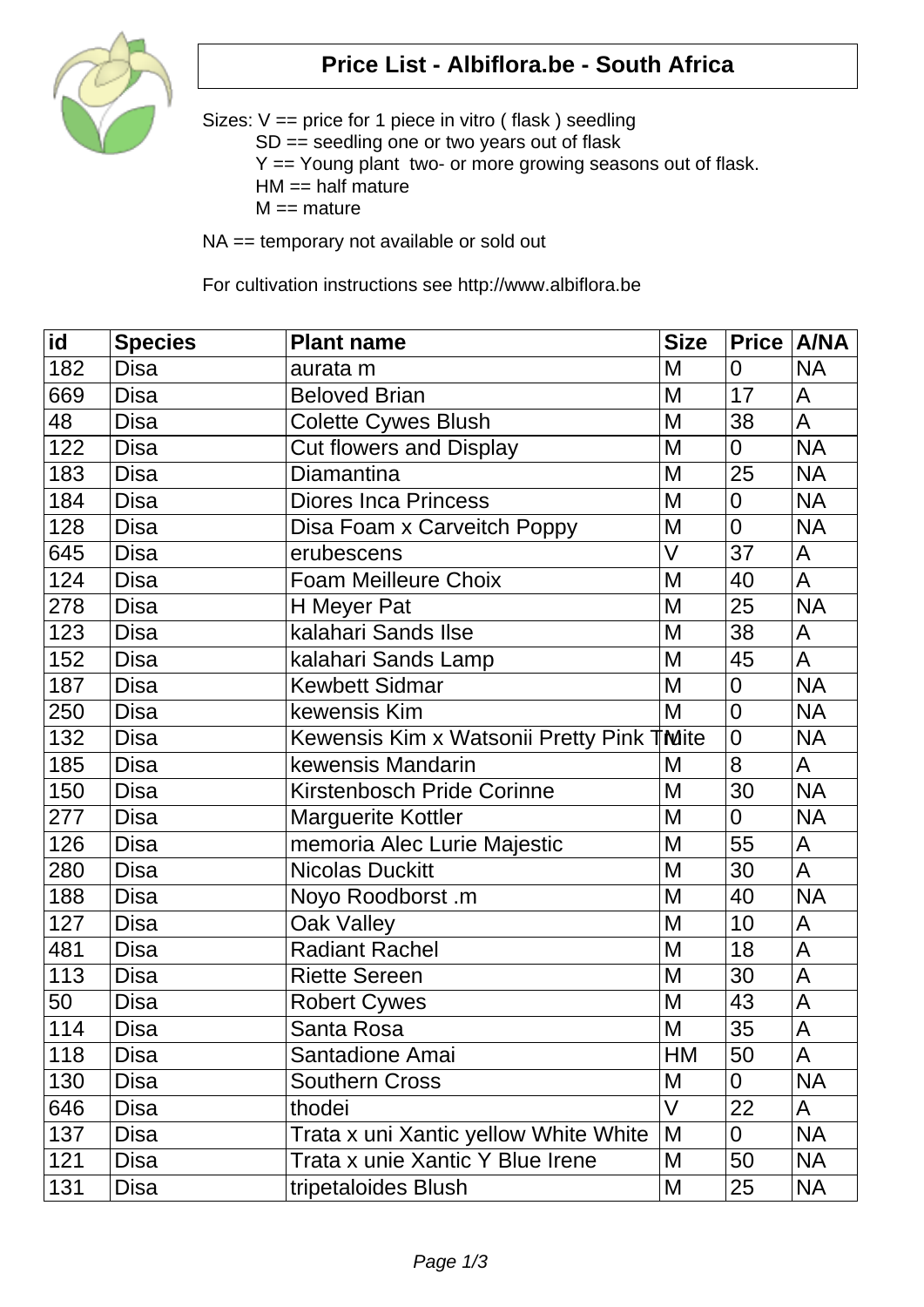# Price List - Albiflora.be - South Africa

Sizes: V == price for 1 piece in vitro ( flask ) seedling
SD == seedling one or two years out of flask
Y == Young plant two- or more growing seasons out of flask.
HM == half mature
M == mature

NA == temporary not available or sold out

For cultivation instructions see http://www.albiflora.be

| id | Species | Plant name | Size | Price | A/NA |
|---|---|---|---|---|---|
| 182 | Disa | aurata m | M | 0 | NA |
| 669 | Disa | Beloved Brian | M | 17 | A |
| 48 | Disa | Colette Cywes Blush | M | 38 | A |
| 122 | Disa | Cut flowers and Display | M | 0 | NA |
| 183 | Disa | Diamantina | M | 25 | NA |
| 184 | Disa | Diores Inca Princess | M | 0 | NA |
| 128 | Disa | Disa Foam x Carveitch Poppy | M | 0 | NA |
| 645 | Disa | erubescens | V | 37 | A |
| 124 | Disa | Foam Meilleure Choix | M | 40 | A |
| 278 | Disa | H Meyer Pat | M | 25 | NA |
| 123 | Disa | kalahari Sands Ilse | M | 38 | A |
| 152 | Disa | kalahari Sands Lamp | M | 45 | A |
| 187 | Disa | Kewbett Sidmar | M | 0 | NA |
| 250 | Disa | kewensis Kim | M | 0 | NA |
| 132 | Disa | Kewensis Kim x Watsonii Pretty Pink White | M | 0 | NA |
| 185 | Disa | kewensis Mandarin | M | 8 | A |
| 150 | Disa | Kirstenbosch Pride Corinne | M | 30 | NA |
| 277 | Disa | Marguerite Kottler | M | 0 | NA |
| 126 | Disa | memoria Alec Lurie Majestic | M | 55 | A |
| 280 | Disa | Nicolas Duckitt | M | 30 | A |
| 188 | Disa | Noyo Roodborst .m | M | 40 | NA |
| 127 | Disa | Oak Valley | M | 10 | A |
| 481 | Disa | Radiant Rachel | M | 18 | A |
| 113 | Disa | Riette Sereen | M | 30 | A |
| 50 | Disa | Robert Cywes | M | 43 | A |
| 114 | Disa | Santa Rosa | M | 35 | A |
| 118 | Disa | Santadione Amai | HM | 50 | A |
| 130 | Disa | Southern Cross | M | 0 | NA |
| 646 | Disa | thodei | V | 22 | A |
| 137 | Disa | Trata x uni Xantic yellow White White | M | 0 | NA |
| 121 | Disa | Trata x unie Xantic Y Blue Irene | M | 50 | NA |
| 131 | Disa | tripetaloides Blush | M | 25 | NA |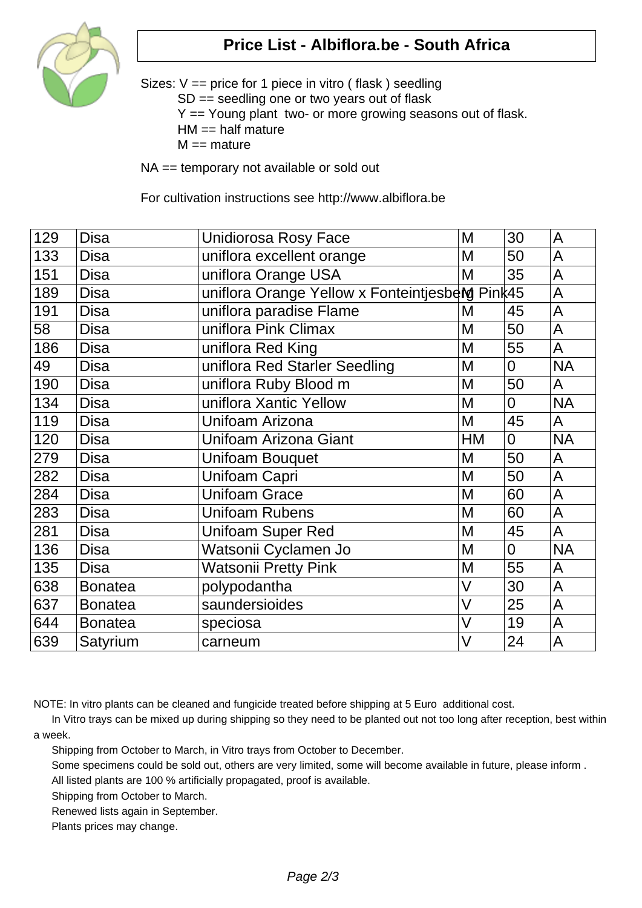# Price List - Albiflora.be - South Africa

Sizes: V == price for 1 piece in vitro ( flask ) seedling
SD == seedling one or two years out of flask
Y == Young plant two- or more growing seasons out of flask.
HM == half mature
M == mature

NA == temporary not available or sold out

For cultivation instructions see http://www.albiflora.be

| | | | | | |
|---|---|---|---|---|---|
| 129 | Disa | Unidiorosa Rosy Face | M | 30 | A |
| 133 | Disa | uniflora excellent orange | M | 50 | A |
| 151 | Disa | uniflora Orange USA | M | 35 | A |
| 189 | Disa | uniflora Orange Yellow x Fonteintjesberg Pink | M | 45 | A |
| 191 | Disa | uniflora paradise Flame | M | 45 | A |
| 58 | Disa | uniflora Pink Climax | M | 50 | A |
| 186 | Disa | uniflora Red King | M | 55 | A |
| 49 | Disa | uniflora Red Starler Seedling | M | 0 | NA |
| 190 | Disa | uniflora Ruby Blood m | M | 50 | A |
| 134 | Disa | uniflora Xantic Yellow | M | 0 | NA |
| 119 | Disa | Unifoam Arizona | M | 45 | A |
| 120 | Disa | Unifoam Arizona Giant | HM | 0 | NA |
| 279 | Disa | Unifoam Bouquet | M | 50 | A |
| 282 | Disa | Unifoam Capri | M | 50 | A |
| 284 | Disa | Unifoam Grace | M | 60 | A |
| 283 | Disa | Unifoam Rubens | M | 60 | A |
| 281 | Disa | Unifoam Super Red | M | 45 | A |
| 136 | Disa | Watsonii Cyclamen Jo | M | 0 | NA |
| 135 | Disa | Watsonii Pretty Pink | M | 55 | A |
| 638 | Bonatea | polypodantha | V | 30 | A |
| 637 | Bonatea | saundersioides | V | 25 | A |
| 644 | Bonatea | speciosa | V | 19 | A |
| 639 | Satyrium | carneum | V | 24 | A |

NOTE: In vitro plants can be cleaned and fungicide treated before shipping at 5 Euro additional cost.

In Vitro trays can be mixed up during shipping so they need to be planted out not too long after reception, best within a week.

Shipping from October to March, in Vitro trays from October to December.

Some specimens could be sold out, others are very limited, some will become available in future, please inform .

All listed plants are 100 % artificially propagated, proof is available.

Shipping from October to March.

Renewed lists again in September.

Plants prices may change.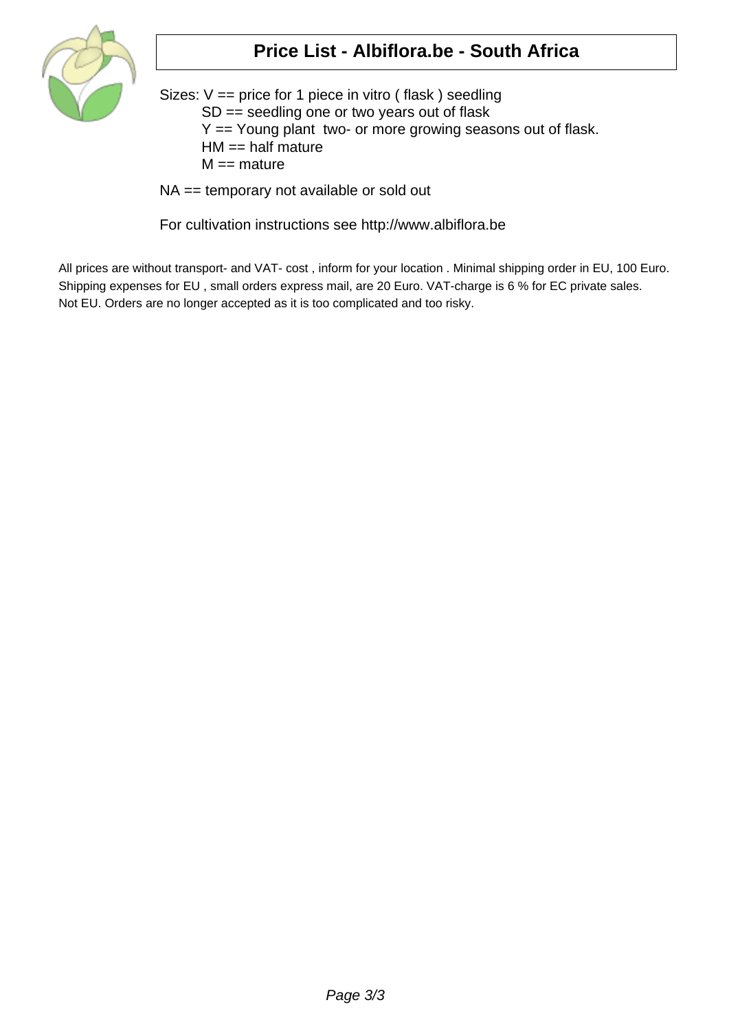# Price List - Albiflora.be - South Africa

Sizes: V == price for 1 piece in vitro ( flask ) seedling
SD == seedling one or two years out of flask
Y == Young plant two- or more growing seasons out of flask.
HM == half mature
M == mature

NA == temporary not available or sold out

For cultivation instructions see http://www.albiflora.be

All prices are without transport- and VAT- cost , inform for your location . Minimal shipping order in EU, 100 Euro.
Shipping expenses for EU , small orders express mail, are 20 Euro. VAT-charge is 6 % for EC private sales.
Not EU. Orders are no longer accepted as it is too complicated and too risky.